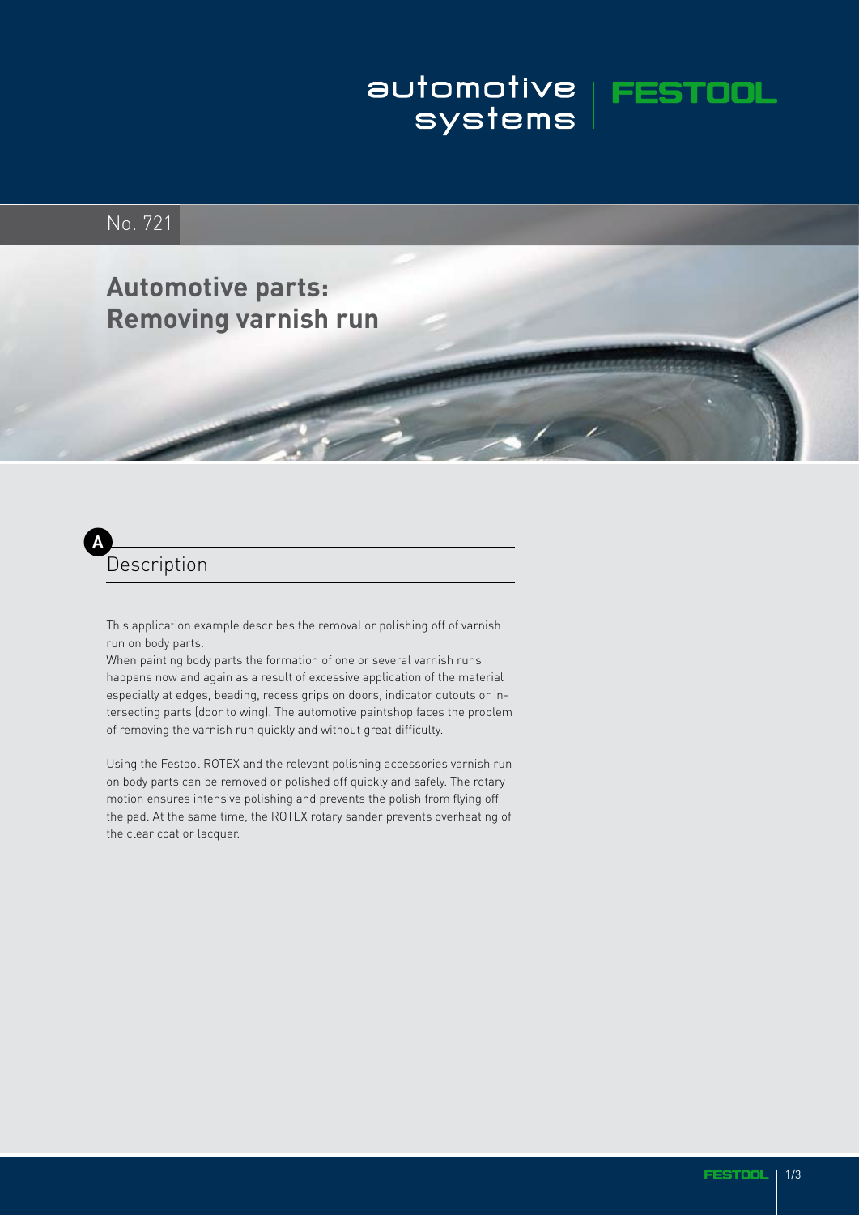automotive systems | FESTOOL

No. 721

# Automotive parts: Removing varnish run

## A Description

This application example describes the removal or polishing off of varnish run on body parts.
When painting body parts the formation of one or several varnish runs happens now and again as a result of excessive application of the material especially at edges, beading, recess grips on doors, indicator cutouts or intersecting parts (door to wing). The automotive paintshop faces the problem of removing the varnish run quickly and without great difficulty.

Using the Festool ROTEX and the relevant polishing accessories varnish run on body parts can be removed or polished off quickly and safely. The rotary motion ensures intensive polishing and prevents the polish from flying off the pad. At the same time, the ROTEX rotary sander prevents overheating of the clear coat or lacquer.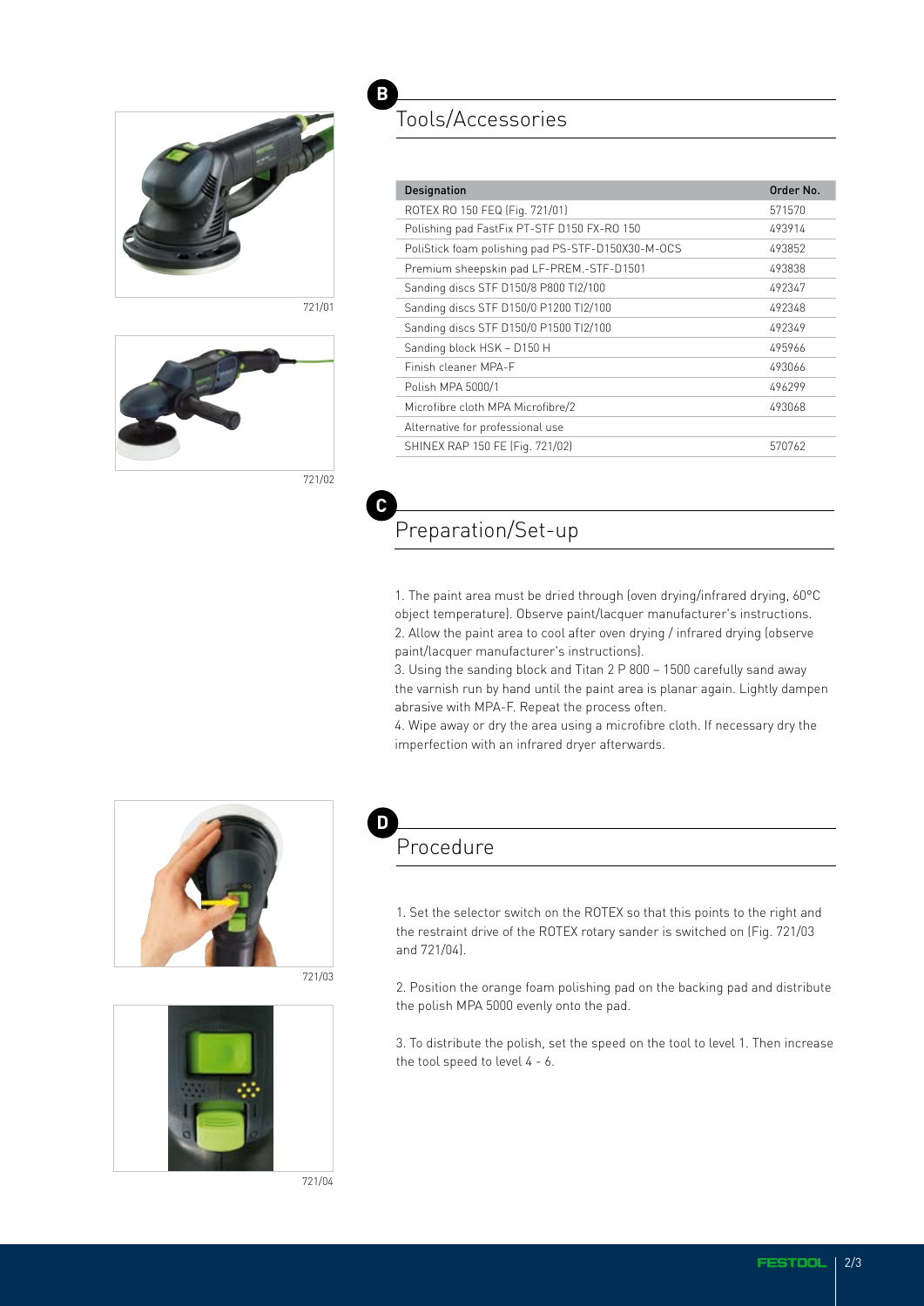## B Tools/Accessories

| Designation | Order No. |
| --- | --- |
| ROTEX RO 150 FEQ (Fig. 721/01) | 571570 |
| Polishing pad FastFix PT-STF D150 FX-RO 150 | 493914 |
| PoliStick foam polishing pad PS-STF-D150X30-M-OCS | 493852 |
| Premium sheepskin pad LF-PREM.-STF-D1501 | 493838 |
| Sanding discs STF D150/8 P800 TI2/100 | 492347 |
| Sanding discs STF D150/0 P1200 TI2/100 | 492348 |
| Sanding discs STF D150/0 P1500 TI2/100 | 492349 |
| Sanding block HSK – D150 H | 495966 |
| Finish cleaner MPA-F | 493066 |
| Polish MPA 5000/1 | 496299 |
| Microfibre cloth MPA Microfibre/2 | 493068 |
| Alternative for professional use | |
| SHINEX RAP 150 FE (Fig. 721/02) | 570762 |

721/01

721/02

## C Preparation/Set-up

1. The paint area must be dried through (oven drying/infrared drying, 60°C object temperature). Observe paint/lacquer manufacturer's instructions.
2. Allow the paint area to cool after oven drying / infrared drying (observe paint/lacquer manufacturer's instructions).
3. Using the sanding block and Titan 2 P 800 – 1500 carefully sand away the varnish run by hand until the paint area is planar again. Lightly dampen abrasive with MPA-F. Repeat the process often.
4. Wipe away or dry the area using a microfibre cloth. If necessary dry the imperfection with an infrared dryer afterwards.

## D Procedure

1. Set the selector switch on the ROTEX so that this points to the right and the restraint drive of the ROTEX rotary sander is switched on (Fig. 721/03 and 721/04).

2. Position the orange foam polishing pad on the backing pad and distribute the polish MPA 5000 evenly onto the pad.

3. To distribute the polish, set the speed on the tool to level 1. Then increase the tool speed to level 4 - 6.

721/03

721/04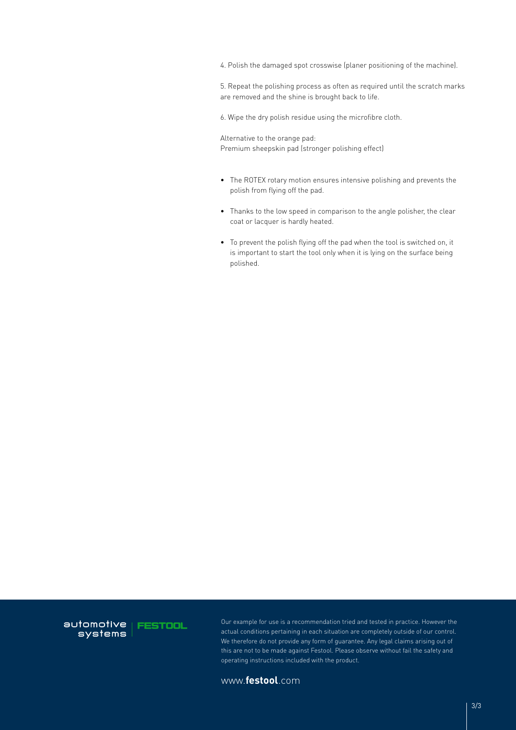4. Polish the damaged spot crosswise (planer positioning of the machine).

5. Repeat the polishing process as often as required until the scratch marks are removed and the shine is brought back to life.

6. Wipe the dry polish residue using the microfibre cloth.

Alternative to the orange pad:
Premium sheepskin pad (stronger polishing effect)

- The ROTEX rotary motion ensures intensive polishing and prevents the polish from flying off the pad.
- Thanks to the low speed in comparison to the angle polisher, the clear coat or lacquer is hardly heated.
- To prevent the polish flying off the pad when the tool is switched on, it is important to start the tool only when it is lying on the surface being polished.

automotive systems | FESTOOL

Our example for use is a recommendation tried and tested in practice. However the actual conditions pertaining in each situation are completely outside of our control. We therefore do not provide any form of guarantee. Any legal claims arising out of this are not to be made against Festool. Please observe without fail the safety and operating instructions included with the product.

www.**festool**.com